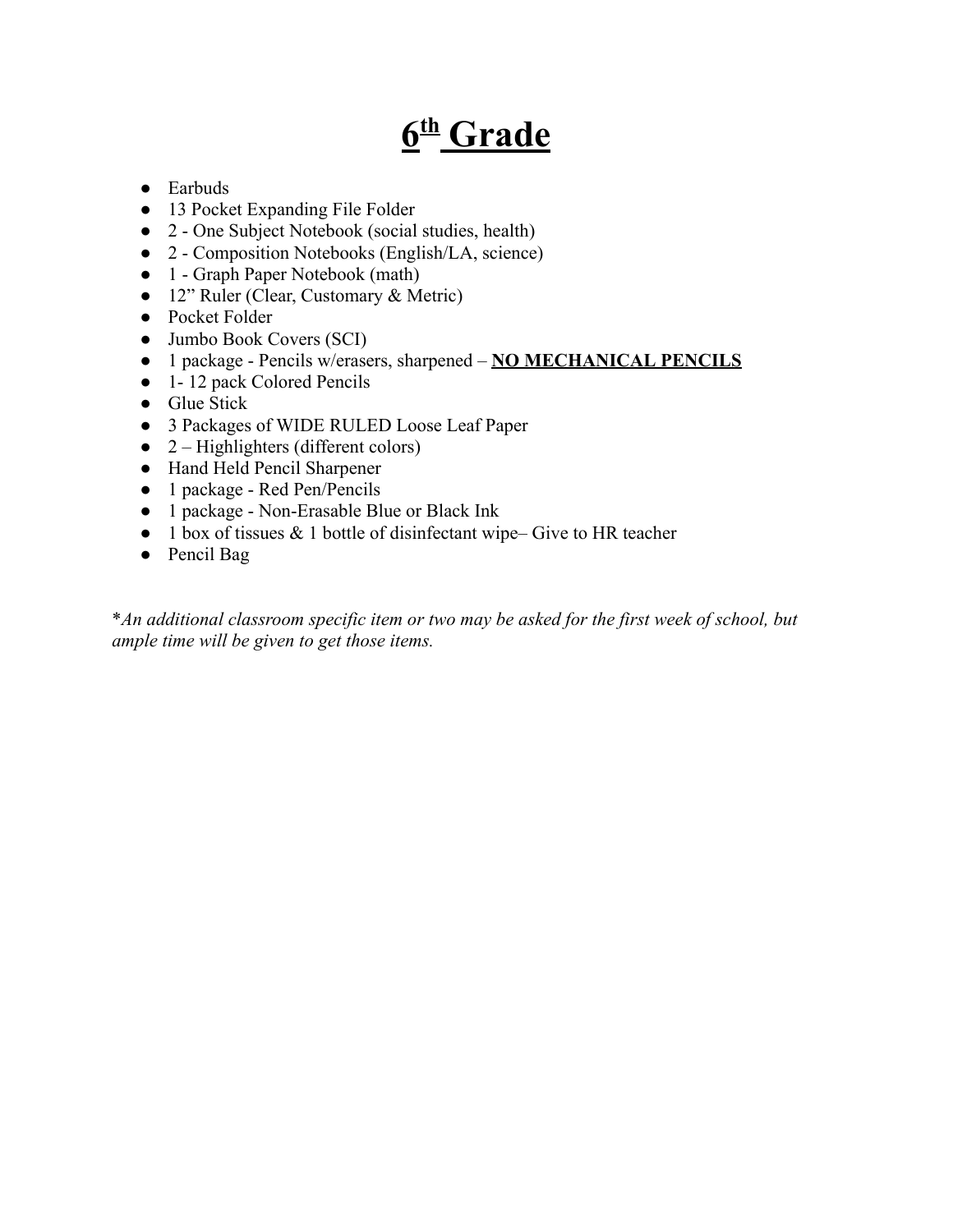# 6th Grade

- Earbuds
- 13 Pocket Expanding File Folder
- 2 - One Subject Notebook (social studies, health)
- 2 - Composition Notebooks (English/LA, science)
- 1 - Graph Paper Notebook (math)
- 12" Ruler (Clear, Customary & Metric)
- Pocket Folder
- Jumbo Book Covers (SCI)
- 1 package - Pencils w/erasers, sharpened – **NO MECHANICAL PENCILS**
- 1- 12 pack Colored Pencils
- Glue Stick
- 3 Packages of WIDE RULED Loose Leaf Paper
- 2 – Highlighters (different colors)
- Hand Held Pencil Sharpener
- 1 package - Red Pen/Pencils
- 1 package - Non-Erasable Blue or Black Ink
- 1 box of tissues & 1 bottle of disinfectant wipe– Give to HR teacher
- Pencil Bag

**An additional classroom specific item or two may be asked for the first week of school, but ample time will be given to get those items.*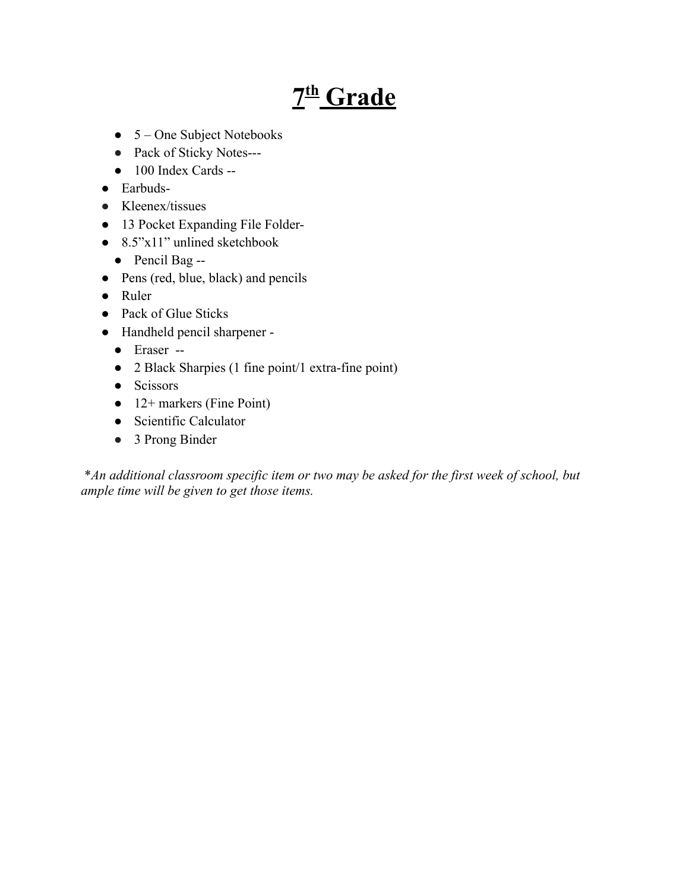# $7^{th}$ Grade

- 5 – One Subject Notebooks
- Pack of Sticky Notes---
- 100 Index Cards --
- Earbuds-
- Kleenex/tissues
- 13 Pocket Expanding File Folder-
- 8.5”x11” unlined sketchbook
- Pencil Bag --
- Pens (red, blue, black) and pencils
- Ruler
- Pack of Glue Sticks
- Handheld pencil sharpener -
- Eraser --
- 2 Black Sharpies (1 fine point/1 extra-fine point)
- Scissors
- 12+ markers (Fine Point)
- Scientific Calculator
- 3 Prong Binder

*\*An additional classroom specific item or two may be asked for the first week of school, but ample time will be given to get those items.*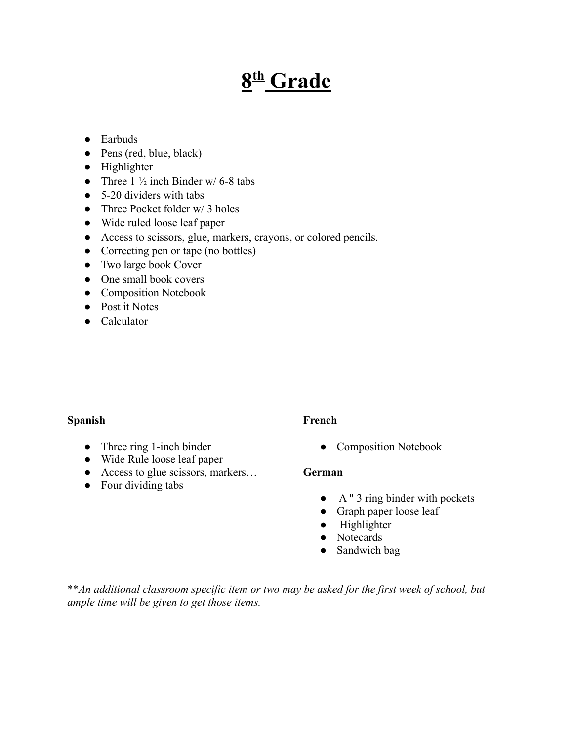# 8th Grade

- Earbuds
- Pens (red, blue, black)
- Highlighter
- Three 1 ½ inch Binder w/ 6-8 tabs
- 5-20 dividers with tabs
- Three Pocket folder w/ 3 holes
- Wide ruled loose leaf paper
- Access to scissors, glue, markers, crayons, or colored pencils.
- Correcting pen or tape (no bottles)
- Two large book Cover
- One small book covers
- Composition Notebook
- Post it Notes
- Calculator

**Spanish**

- Three ring 1-inch binder
- Wide Rule loose leaf paper
- Access to glue scissors, markers…
- Four dividing tabs

**French**

- Composition Notebook

**German**

- A " 3 ring binder with pockets
- Graph paper loose leaf
- Highlighter
- Notecards
- Sandwich bag

*\*\*An additional classroom specific item or two may be asked for the first week of school, but ample time will be given to get those items.*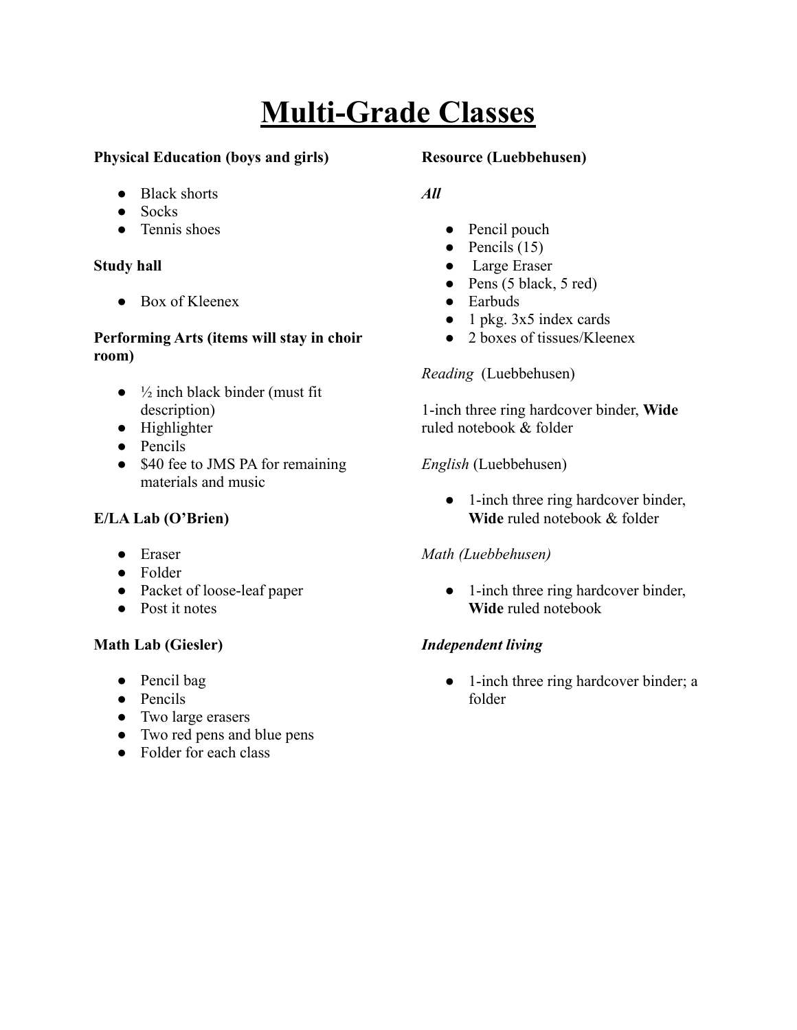# Multi-Grade Classes

**Physical Education (boys and girls)**

- Black shorts
- Socks
- Tennis shoes

**Study hall**

- Box of Kleenex

**Performing Arts (items will stay in choir room)**

- ½ inch black binder (must fit description)
- Highlighter
- Pencils
- $40 fee to JMS PA for remaining materials and music

**E/LA Lab (O'Brien)**

- Eraser
- Folder
- Packet of loose-leaf paper
- Post it notes

**Math Lab (Giesler)**

- Pencil bag
- Pencils
- Two large erasers
- Two red pens and blue pens
- Folder for each class

**Resource (Luebbehusen)**

***All***

- Pencil pouch
- Pencils (15)
- Large Eraser
- Pens (5 black, 5 red)
- Earbuds
- 1 pkg. 3x5 index cards
- 2 boxes of tissues/Kleenex

*Reading* (Luebbehusen)

1-inch three ring hardcover binder, **Wide** ruled notebook & folder

*English* (Luebbehusen)

- 1-inch three ring hardcover binder, **Wide** ruled notebook & folder

*Math (Luebbehusen)*

- 1-inch three ring hardcover binder, **Wide** ruled notebook

***Independent living***

- 1-inch three ring hardcover binder; a folder